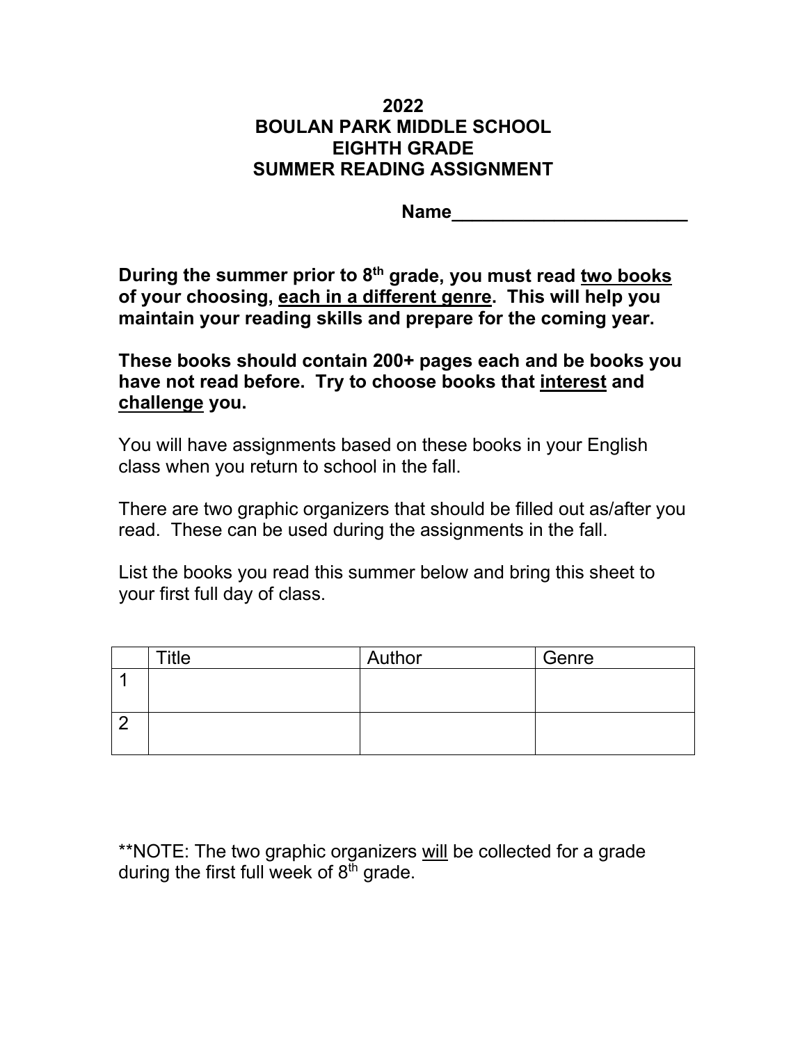# 2022
# BOULAN PARK MIDDLE SCHOOL
# EIGHTH GRADE
# SUMMER READING ASSIGNMENT

**Name_______________________**

**During the summer prior to 8th grade, you must read <u>two books</u> of your choosing, <u>each in a different genre</u>. This will help you maintain your reading skills and prepare for the coming year.**

**These books should contain 200+ pages each and be books you have not read before. Try to choose books that <u>interest</u> and <u>challenge</u> you.**

You will have assignments based on these books in your English class when you return to school in the fall.

There are two graphic organizers that should be filled out as/after you read. These can be used during the assignments in the fall.

List the books you read this summer below and bring this sheet to your first full day of class.

| | Title | Author | Genre |
|---|---|---|---|
| 1 | | | |
| 2 | | | |

**NOTE: The two graphic organizers <u>will</u> be collected for a grade during the first full week of 8th grade.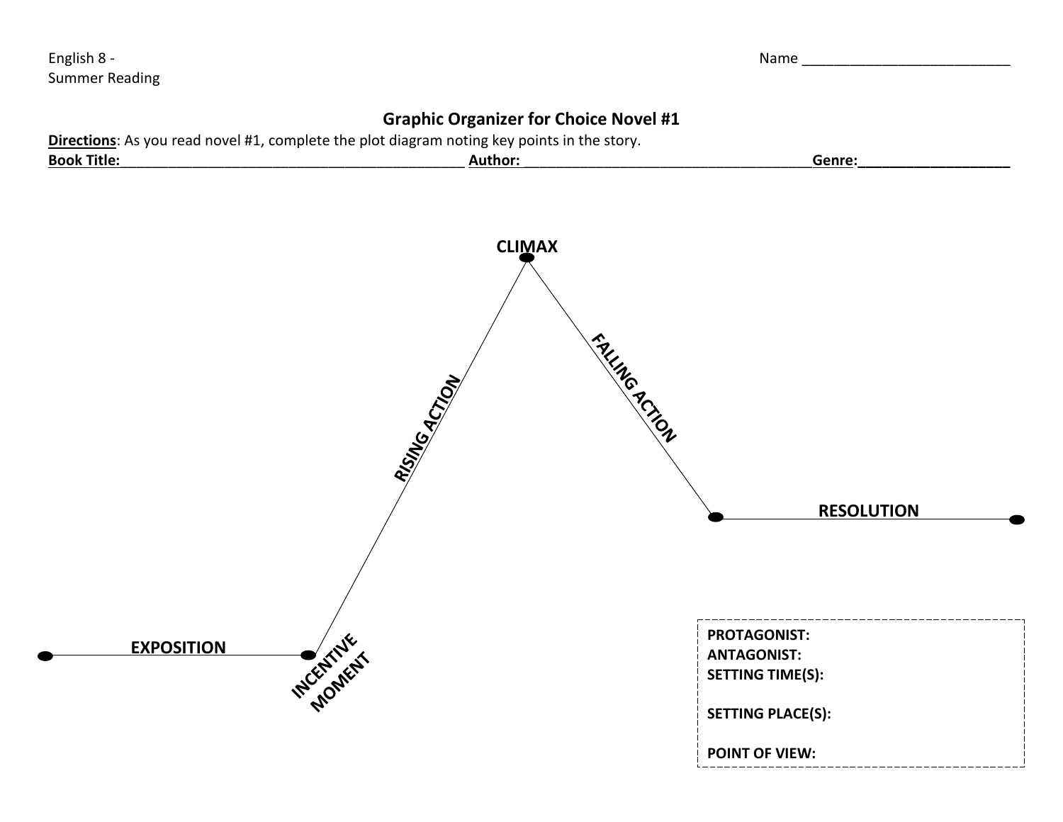English 8 -
Summer Reading

Name ___________________________

## Graphic Organizer for Choice Novel #1

**Directions**: As you read novel #1, complete the plot diagram noting key points in the story.

**Book Title:**_____________________________________________ **Author:**_____________________________________ **Genre:**___________________

CLIMAX

RISING ACTION

FALLING ACTION

RESOLUTION

EXPOSITION

INCENTIVE MOMENT

**PROTAGONIST:**
**ANTAGONIST:**
**SETTING TIME(S):**

**SETTING PLACE(S):**

**POINT OF VIEW:**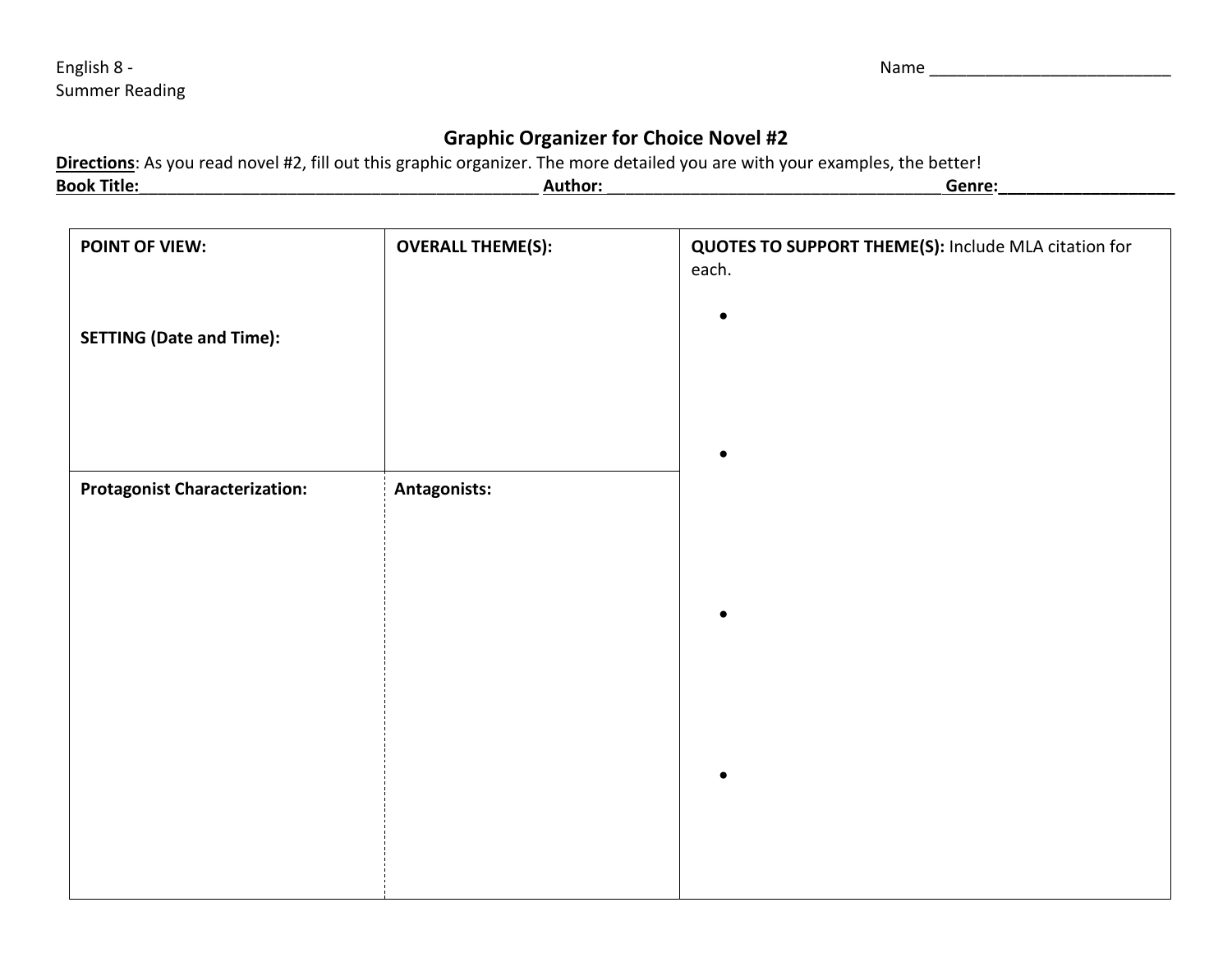English 8 -
Summer Reading

Name ___________________________

## Graphic Organizer for Choice Novel #2

**Directions**: As you read novel #2, fill out this graphic organizer. The more detailed you are with your examples, the better!

**Book Title:**_____________________________________________ **Author:**______________________________________ **Genre:**___________________

| | | |
|---|---|---|
| **POINT OF VIEW:**<br><br>**SETTING (Date and Time):** | **OVERALL THEME(S):** | **QUOTES TO SUPPORT THEME(S):** Include MLA citation for each.<br><br>•<br><br>•<br><br>•<br><br>• |
| **Protagonist Characterization:** | **Antagonists:** | |